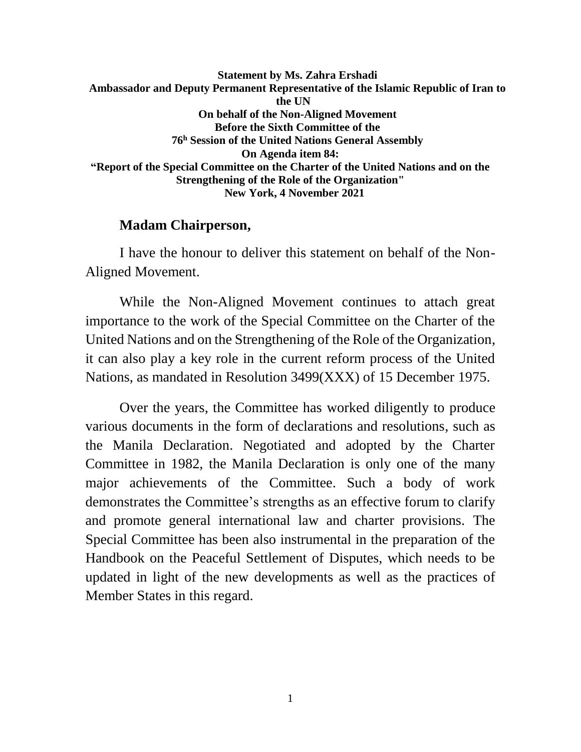**Statement by Ms. Zahra Ershadi**
**Ambassador and Deputy Permanent Representative of the Islamic Republic of Iran to the UN**
**On behalf of the Non-Aligned Movement**
**Before the Sixth Committee of the**
**76h Session of the United Nations General Assembly**
**On Agenda item 84:**
**"Report of the Special Committee on the Charter of the United Nations and on the Strengthening of the Role of the Organization"**
**New York, 4 November 2021**

**Madam Chairperson,**

I have the honour to deliver this statement on behalf of the Non-Aligned Movement.

While the Non-Aligned Movement continues to attach great importance to the work of the Special Committee on the Charter of the United Nations and on the Strengthening of the Role of the Organization, it can also play a key role in the current reform process of the United Nations, as mandated in Resolution 3499(XXX) of 15 December 1975.

Over the years, the Committee has worked diligently to produce various documents in the form of declarations and resolutions, such as the Manila Declaration. Negotiated and adopted by the Charter Committee in 1982, the Manila Declaration is only one of the many major achievements of the Committee. Such a body of work demonstrates the Committee's strengths as an effective forum to clarify and promote general international law and charter provisions. The Special Committee has been also instrumental in the preparation of the Handbook on the Peaceful Settlement of Disputes, which needs to be updated in light of the new developments as well as the practices of Member States in this regard.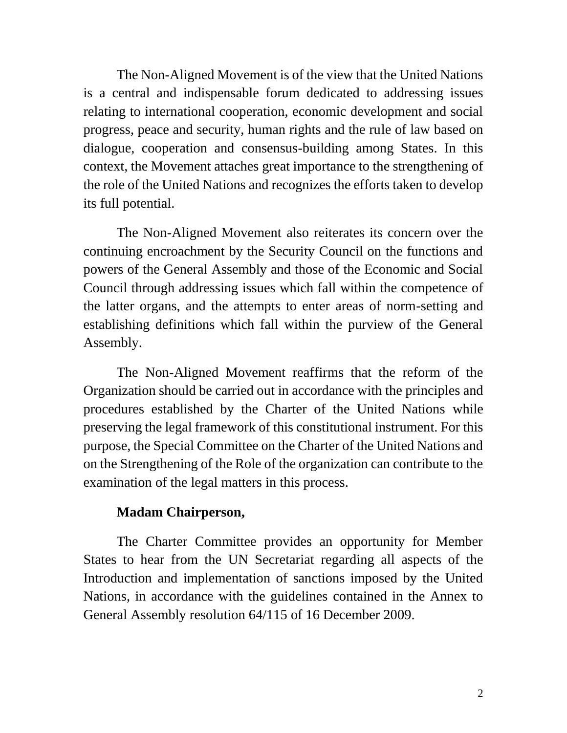The Non-Aligned Movement is of the view that the United Nations is a central and indispensable forum dedicated to addressing issues relating to international cooperation, economic development and social progress, peace and security, human rights and the rule of law based on dialogue, cooperation and consensus-building among States. In this context, the Movement attaches great importance to the strengthening of the role of the United Nations and recognizes the efforts taken to develop its full potential.

The Non-Aligned Movement also reiterates its concern over the continuing encroachment by the Security Council on the functions and powers of the General Assembly and those of the Economic and Social Council through addressing issues which fall within the competence of the latter organs, and the attempts to enter areas of norm-setting and establishing definitions which fall within the purview of the General Assembly.

The Non-Aligned Movement reaffirms that the reform of the Organization should be carried out in accordance with the principles and procedures established by the Charter of the United Nations while preserving the legal framework of this constitutional instrument. For this purpose, the Special Committee on the Charter of the United Nations and on the Strengthening of the Role of the organization can contribute to the examination of the legal matters in this process.

**Madam Chairperson,**

The Charter Committee provides an opportunity for Member States to hear from the UN Secretariat regarding all aspects of the Introduction and implementation of sanctions imposed by the United Nations, in accordance with the guidelines contained in the Annex to General Assembly resolution 64/115 of 16 December 2009.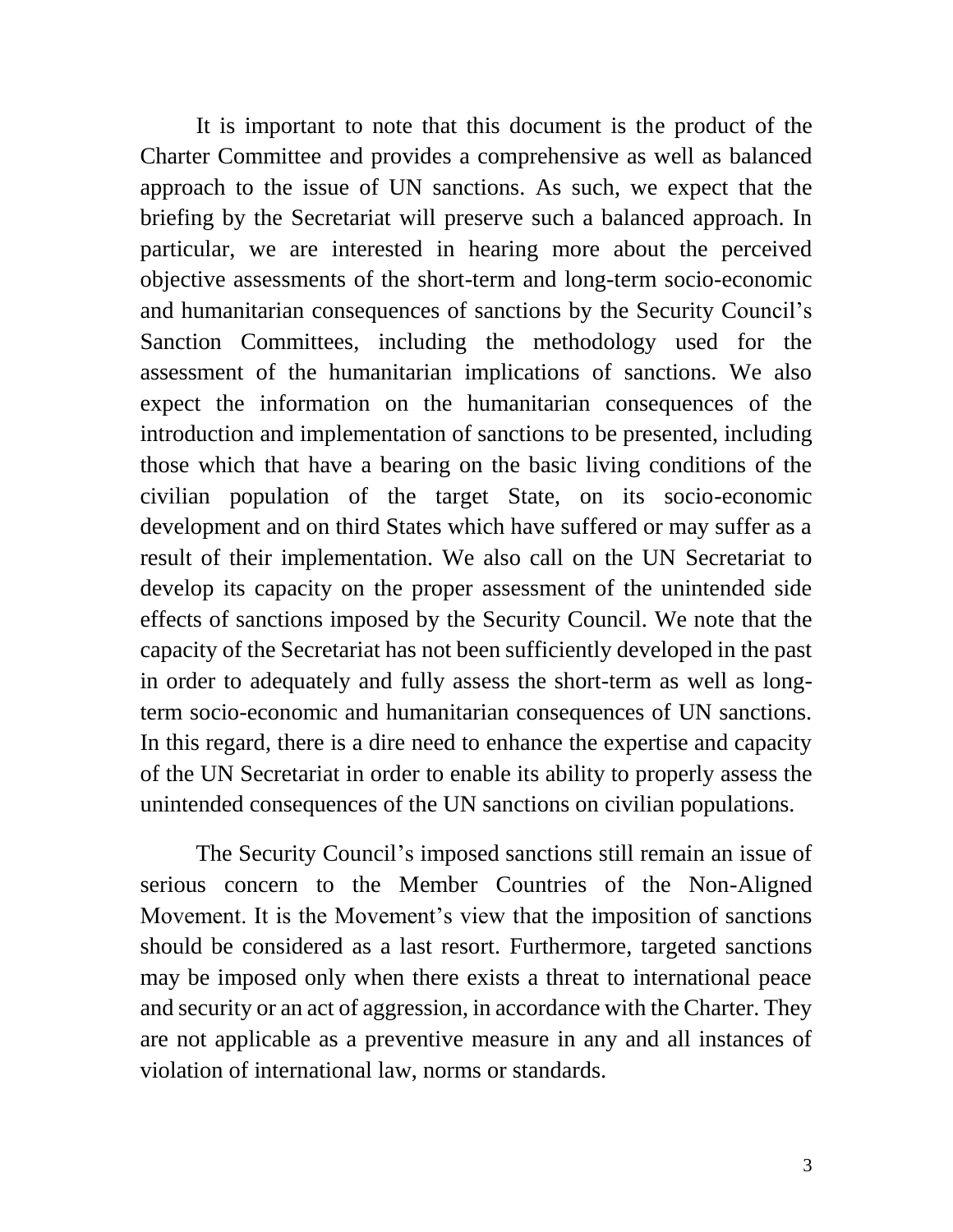It is important to note that this document is the product of the Charter Committee and provides a comprehensive as well as balanced approach to the issue of UN sanctions. As such, we expect that the briefing by the Secretariat will preserve such a balanced approach. In particular, we are interested in hearing more about the perceived objective assessments of the short-term and long-term socio-economic and humanitarian consequences of sanctions by the Security Council's Sanction Committees, including the methodology used for the assessment of the humanitarian implications of sanctions. We also expect the information on the humanitarian consequences of the introduction and implementation of sanctions to be presented, including those which that have a bearing on the basic living conditions of the civilian population of the target State, on its socio-economic development and on third States which have suffered or may suffer as a result of their implementation. We also call on the UN Secretariat to develop its capacity on the proper assessment of the unintended side effects of sanctions imposed by the Security Council. We note that the capacity of the Secretariat has not been sufficiently developed in the past in order to adequately and fully assess the short-term as well as long-term socio-economic and humanitarian consequences of UN sanctions. In this regard, there is a dire need to enhance the expertise and capacity of the UN Secretariat in order to enable its ability to properly assess the unintended consequences of the UN sanctions on civilian populations.

The Security Council's imposed sanctions still remain an issue of serious concern to the Member Countries of the Non-Aligned Movement. It is the Movement's view that the imposition of sanctions should be considered as a last resort. Furthermore, targeted sanctions may be imposed only when there exists a threat to international peace and security or an act of aggression, in accordance with the Charter. They are not applicable as a preventive measure in any and all instances of violation of international law, norms or standards.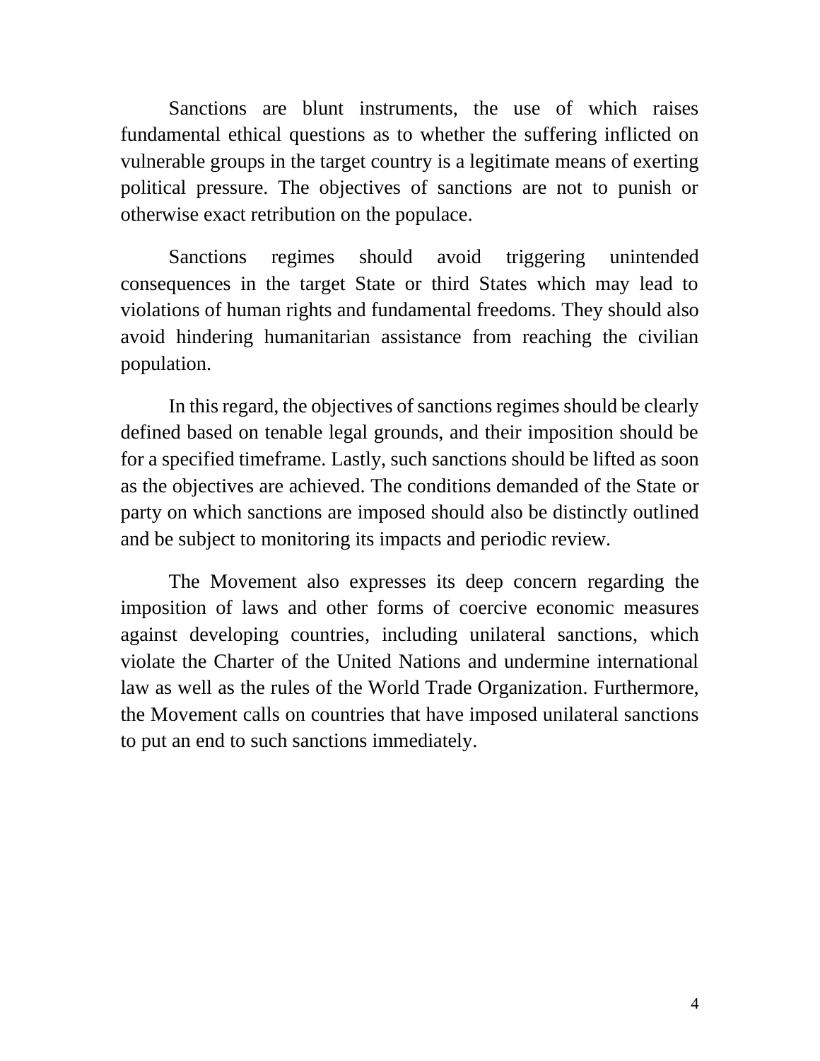Sanctions are blunt instruments, the use of which raises fundamental ethical questions as to whether the suffering inflicted on vulnerable groups in the target country is a legitimate means of exerting political pressure. The objectives of sanctions are not to punish or otherwise exact retribution on the populace.

Sanctions regimes should avoid triggering unintended consequences in the target State or third States which may lead to violations of human rights and fundamental freedoms. They should also avoid hindering humanitarian assistance from reaching the civilian population.

In this regard, the objectives of sanctions regimes should be clearly defined based on tenable legal grounds, and their imposition should be for a specified timeframe. Lastly, such sanctions should be lifted as soon as the objectives are achieved. The conditions demanded of the State or party on which sanctions are imposed should also be distinctly outlined and be subject to monitoring its impacts and periodic review.

The Movement also expresses its deep concern regarding the imposition of laws and other forms of coercive economic measures against developing countries, including unilateral sanctions, which violate the Charter of the United Nations and undermine international law as well as the rules of the World Trade Organization. Furthermore, the Movement calls on countries that have imposed unilateral sanctions to put an end to such sanctions immediately.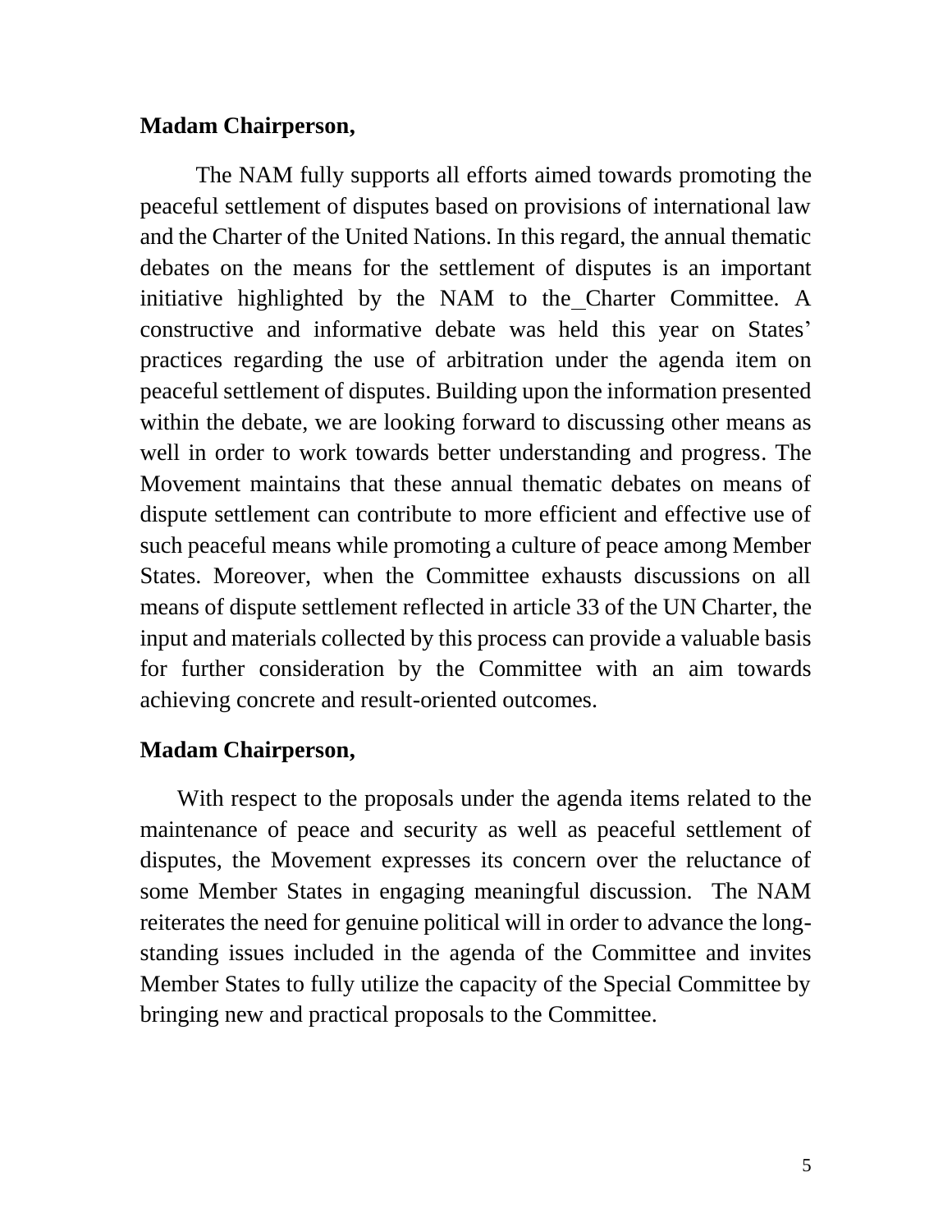**Madam Chairperson,**

The NAM fully supports all efforts aimed towards promoting the peaceful settlement of disputes based on provisions of international law and the Charter of the United Nations. In this regard, the annual thematic debates on the means for the settlement of disputes is an important initiative highlighted by the NAM to the Charter Committee. A constructive and informative debate was held this year on States' practices regarding the use of arbitration under the agenda item on peaceful settlement of disputes. Building upon the information presented within the debate, we are looking forward to discussing other means as well in order to work towards better understanding and progress. The Movement maintains that these annual thematic debates on means of dispute settlement can contribute to more efficient and effective use of such peaceful means while promoting a culture of peace among Member States. Moreover, when the Committee exhausts discussions on all means of dispute settlement reflected in article 33 of the UN Charter, the input and materials collected by this process can provide a valuable basis for further consideration by the Committee with an aim towards achieving concrete and result-oriented outcomes.

**Madam Chairperson,**

With respect to the proposals under the agenda items related to the maintenance of peace and security as well as peaceful settlement of disputes, the Movement expresses its concern over the reluctance of some Member States in engaging meaningful discussion. The NAM reiterates the need for genuine political will in order to advance the long-standing issues included in the agenda of the Committee and invites Member States to fully utilize the capacity of the Special Committee by bringing new and practical proposals to the Committee.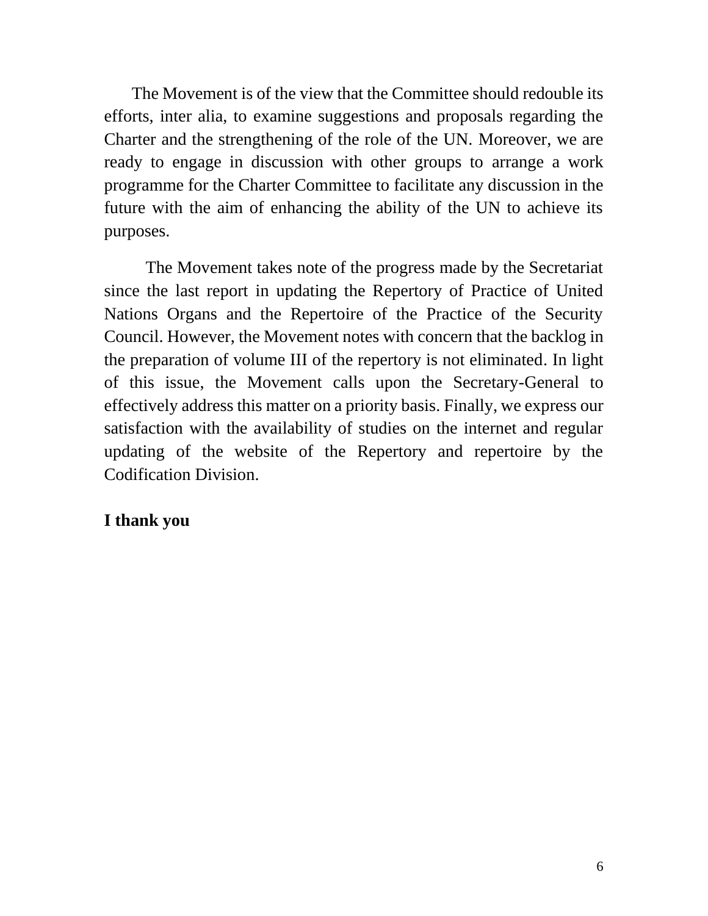The Movement is of the view that the Committee should redouble its efforts, inter alia, to examine suggestions and proposals regarding the Charter and the strengthening of the role of the UN. Moreover, we are ready to engage in discussion with other groups to arrange a work programme for the Charter Committee to facilitate any discussion in the future with the aim of enhancing the ability of the UN to achieve its purposes.

The Movement takes note of the progress made by the Secretariat since the last report in updating the Repertory of Practice of United Nations Organs and the Repertoire of the Practice of the Security Council. However, the Movement notes with concern that the backlog in the preparation of volume III of the repertory is not eliminated. In light of this issue, the Movement calls upon the Secretary-General to effectively address this matter on a priority basis. Finally, we express our satisfaction with the availability of studies on the internet and regular updating of the website of the Repertory and repertoire by the Codification Division.

**I thank you**